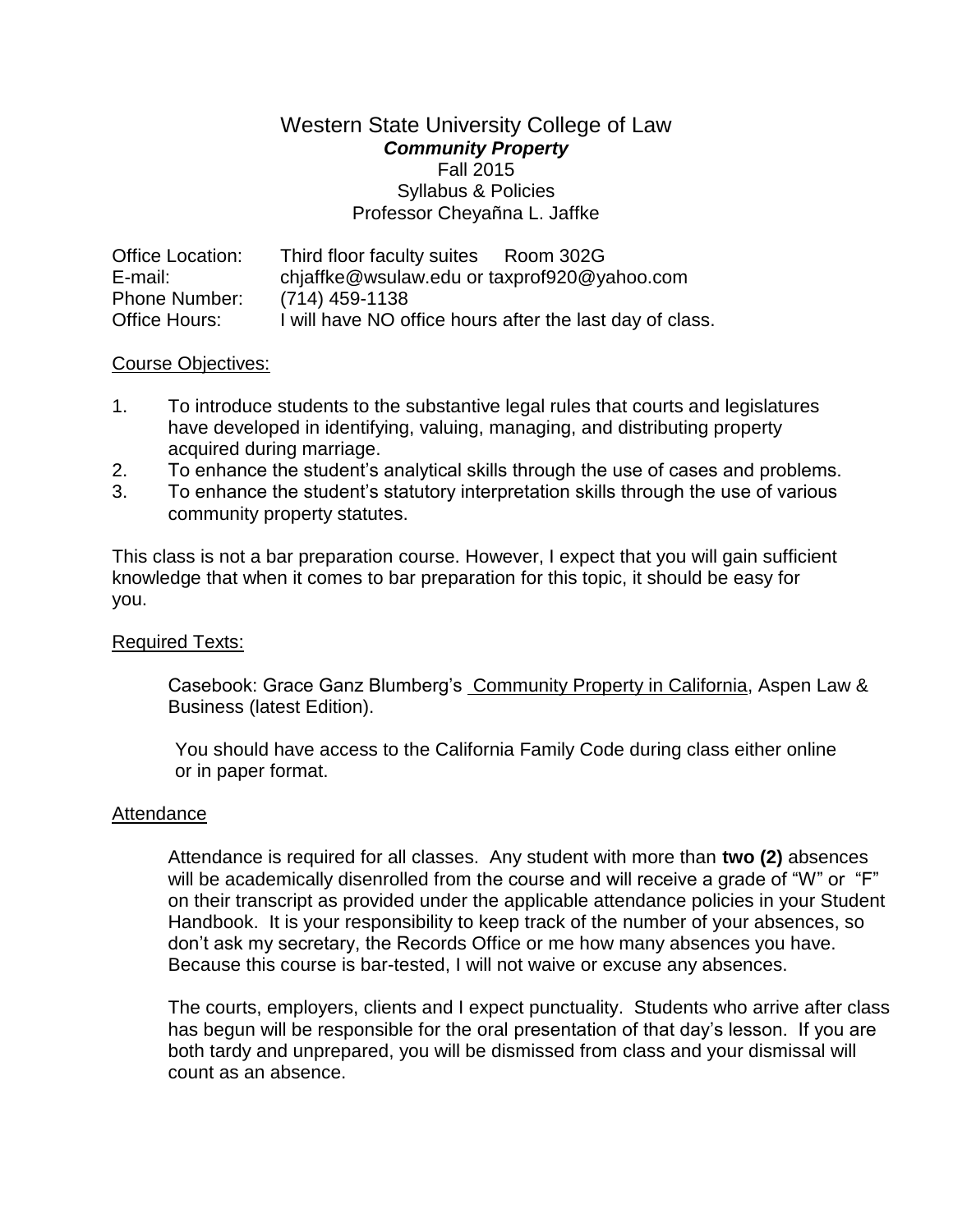# Western State University College of Law

## *Community Property*

Fall 2015

Syllabus & Policies

Professor Cheyañna L. Jaffke

| | |
|---|---|
| Office Location: | Third floor faculty suites     Room 302G |
| E-mail: | chjaffke@wsulaw.edu or taxprof920@yahoo.com |
| Phone Number: | (714) 459-1138 |
| Office Hours: | I will have NO office hours after the last day of class. |

<u>Course Objectives:</u>

1. To introduce students to the substantive legal rules that courts and legislatures have developed in identifying, valuing, managing, and distributing property acquired during marriage.
2. To enhance the student's analytical skills through the use of cases and problems.
3. To enhance the student's statutory interpretation skills through the use of various community property statutes.

This class is not a bar preparation course. However, I expect that you will gain sufficient knowledge that when it comes to bar preparation for this topic, it should be easy for you.

<u>Required Texts:</u>

Casebook: Grace Ganz Blumberg's <u>Community Property in California</u>, Aspen Law & Business (latest Edition).

You should have access to the California Family Code during class either online or in paper format.

<u>Attendance</u>

Attendance is required for all classes. Any student with more than **two (2)** absences will be academically disenrolled from the course and will receive a grade of "W" or "F" on their transcript as provided under the applicable attendance policies in your Student Handbook. It is your responsibility to keep track of the number of your absences, so don't ask my secretary, the Records Office or me how many absences you have. Because this course is bar-tested, I will not waive or excuse any absences.

The courts, employers, clients and I expect punctuality. Students who arrive after class has begun will be responsible for the oral presentation of that day's lesson. If you are both tardy and unprepared, you will be dismissed from class and your dismissal will count as an absence.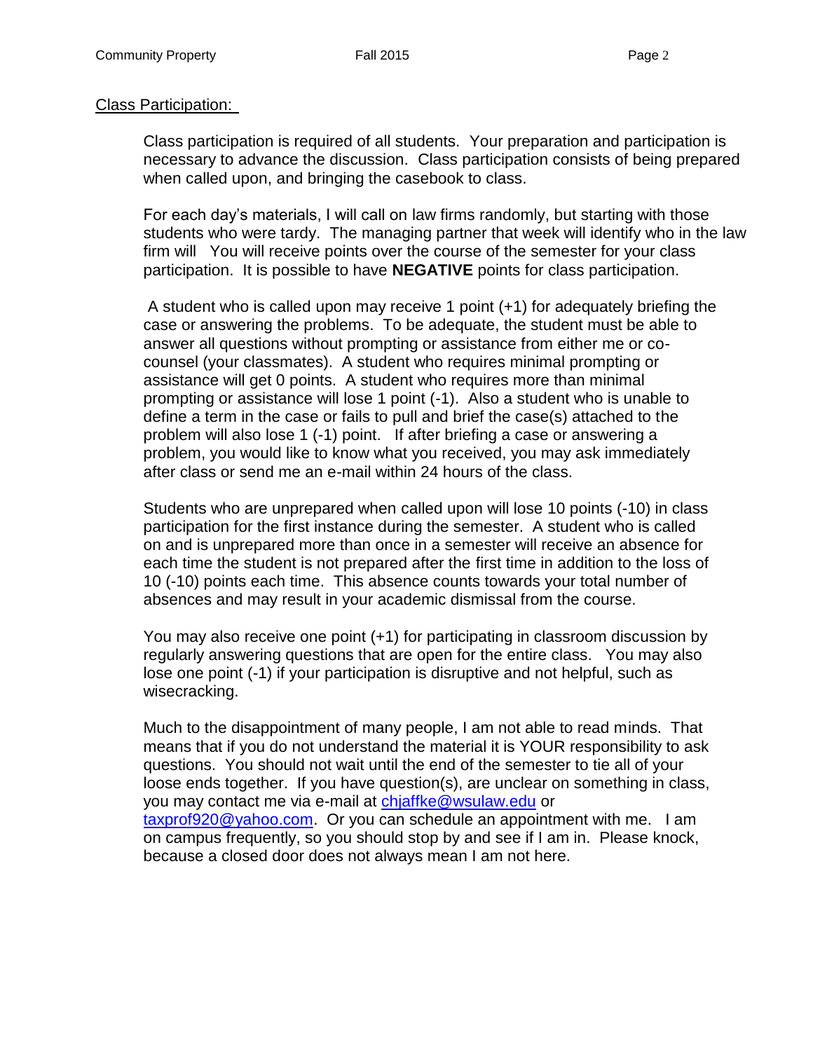## Class Participation:

Class participation is required of all students. Your preparation and participation is necessary to advance the discussion. Class participation consists of being prepared when called upon, and bringing the casebook to class.

For each day's materials, I will call on law firms randomly, but starting with those students who were tardy. The managing partner that week will identify who in the law firm will You will receive points over the course of the semester for your class participation. It is possible to have **NEGATIVE** points for class participation.

A student who is called upon may receive 1 point (+1) for adequately briefing the case or answering the problems. To be adequate, the student must be able to answer all questions without prompting or assistance from either me or co-counsel (your classmates). A student who requires minimal prompting or assistance will get 0 points. A student who requires more than minimal prompting or assistance will lose 1 point (-1). Also a student who is unable to define a term in the case or fails to pull and brief the case(s) attached to the problem will also lose 1 (-1) point. If after briefing a case or answering a problem, you would like to know what you received, you may ask immediately after class or send me an e-mail within 24 hours of the class.

Students who are unprepared when called upon will lose 10 points (-10) in class participation for the first instance during the semester. A student who is called on and is unprepared more than once in a semester will receive an absence for each time the student is not prepared after the first time in addition to the loss of 10 (-10) points each time. This absence counts towards your total number of absences and may result in your academic dismissal from the course.

You may also receive one point (+1) for participating in classroom discussion by regularly answering questions that are open for the entire class. You may also lose one point (-1) if your participation is disruptive and not helpful, such as wisecracking.

Much to the disappointment of many people, I am not able to read minds. That means that if you do not understand the material it is YOUR responsibility to ask questions. You should not wait until the end of the semester to tie all of your loose ends together. If you have question(s), are unclear on something in class, you may contact me via e-mail at chjaffke@wsulaw.edu or taxprof920@yahoo.com. Or you can schedule an appointment with me. I am on campus frequently, so you should stop by and see if I am in. Please knock, because a closed door does not always mean I am not here.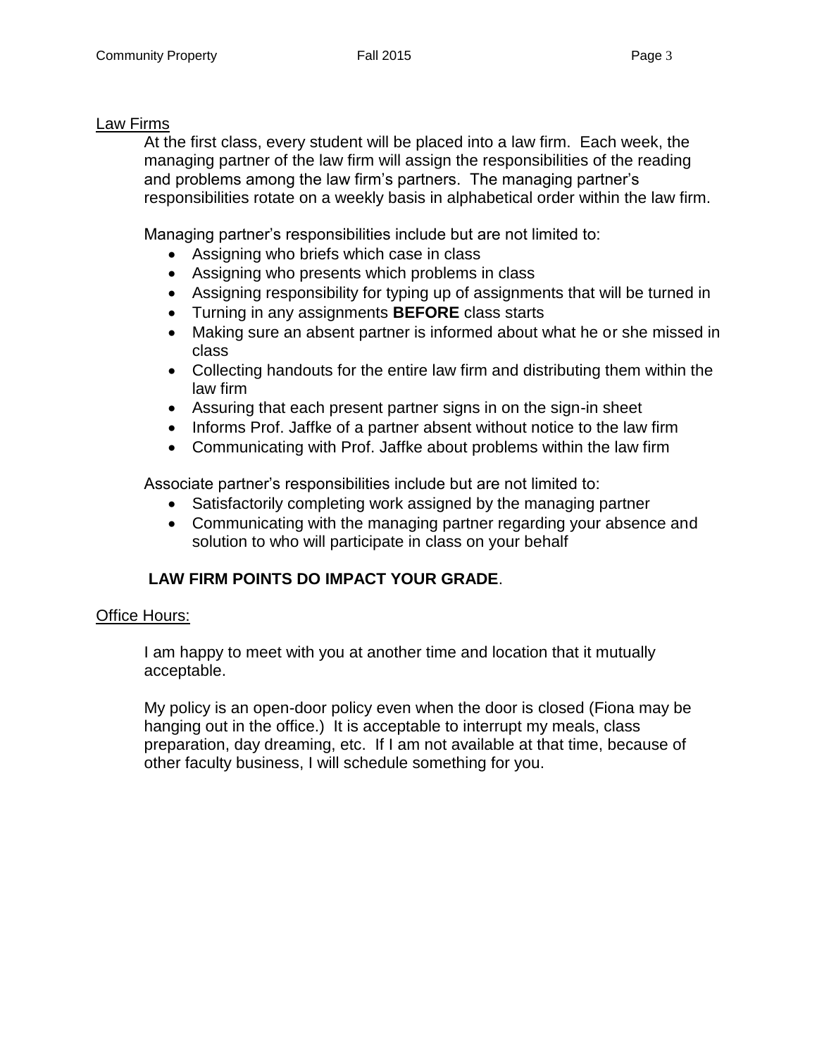## Law Firms

At the first class, every student will be placed into a law firm. Each week, the managing partner of the law firm will assign the responsibilities of the reading and problems among the law firm's partners. The managing partner's responsibilities rotate on a weekly basis in alphabetical order within the law firm.

Managing partner's responsibilities include but are not limited to:

- Assigning who briefs which case in class
- Assigning who presents which problems in class
- Assigning responsibility for typing up of assignments that will be turned in
- Turning in any assignments **BEFORE** class starts
- Making sure an absent partner is informed about what he or she missed in class
- Collecting handouts for the entire law firm and distributing them within the law firm
- Assuring that each present partner signs in on the sign-in sheet
- Informs Prof. Jaffke of a partner absent without notice to the law firm
- Communicating with Prof. Jaffke about problems within the law firm

Associate partner's responsibilities include but are not limited to:

- Satisfactorily completing work assigned by the managing partner
- Communicating with the managing partner regarding your absence and solution to who will participate in class on your behalf

**LAW FIRM POINTS DO IMPACT YOUR GRADE**.

## Office Hours:

I am happy to meet with you at another time and location that it mutually acceptable.

My policy is an open-door policy even when the door is closed (Fiona may be hanging out in the office.) It is acceptable to interrupt my meals, class preparation, day dreaming, etc. If I am not available at that time, because of other faculty business, I will schedule something for you.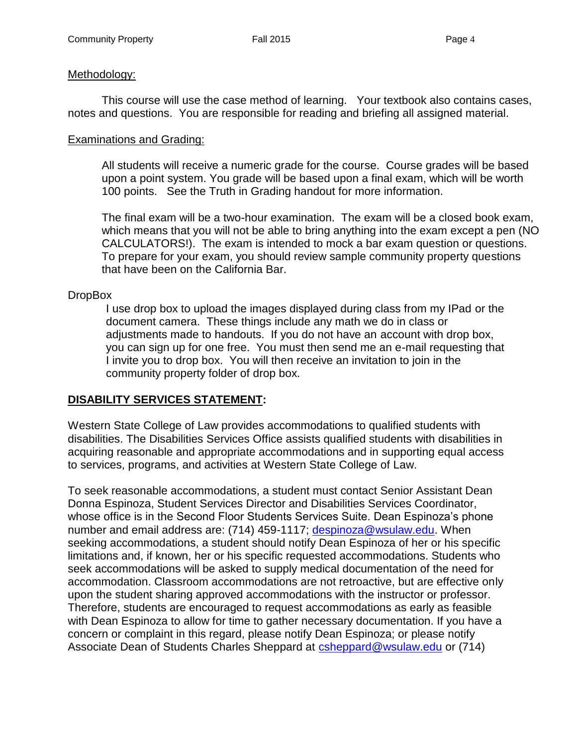Methodology:

This course will use the case method of learning. Your textbook also contains cases, notes and questions. You are responsible for reading and briefing all assigned material.

Examinations and Grading:

All students will receive a numeric grade for the course. Course grades will be based upon a point system. You grade will be based upon a final exam, which will be worth 100 points. See the Truth in Grading handout for more information.

The final exam will be a two-hour examination. The exam will be a closed book exam, which means that you will not be able to bring anything into the exam except a pen (NO CALCULATORS!). The exam is intended to mock a bar exam question or questions. To prepare for your exam, you should review sample community property questions that have been on the California Bar.

DropBox

I use drop box to upload the images displayed during class from my IPad or the document camera. These things include any math we do in class or adjustments made to handouts. If you do not have an account with drop box, you can sign up for one free. You must then send me an e-mail requesting that I invite you to drop box. You will then receive an invitation to join in the community property folder of drop box.

## DISABILITY SERVICES STATEMENT:

Western State College of Law provides accommodations to qualified students with disabilities. The Disabilities Services Office assists qualified students with disabilities in acquiring reasonable and appropriate accommodations and in supporting equal access to services, programs, and activities at Western State College of Law.

To seek reasonable accommodations, a student must contact Senior Assistant Dean Donna Espinoza, Student Services Director and Disabilities Services Coordinator, whose office is in the Second Floor Students Services Suite. Dean Espinoza's phone number and email address are: (714) 459-1117; despinoza@wsulaw.edu. When seeking accommodations, a student should notify Dean Espinoza of her or his specific limitations and, if known, her or his specific requested accommodations. Students who seek accommodations will be asked to supply medical documentation of the need for accommodation. Classroom accommodations are not retroactive, but are effective only upon the student sharing approved accommodations with the instructor or professor. Therefore, students are encouraged to request accommodations as early as feasible with Dean Espinoza to allow for time to gather necessary documentation. If you have a concern or complaint in this regard, please notify Dean Espinoza; or please notify Associate Dean of Students Charles Sheppard at csheppard@wsulaw.edu or (714)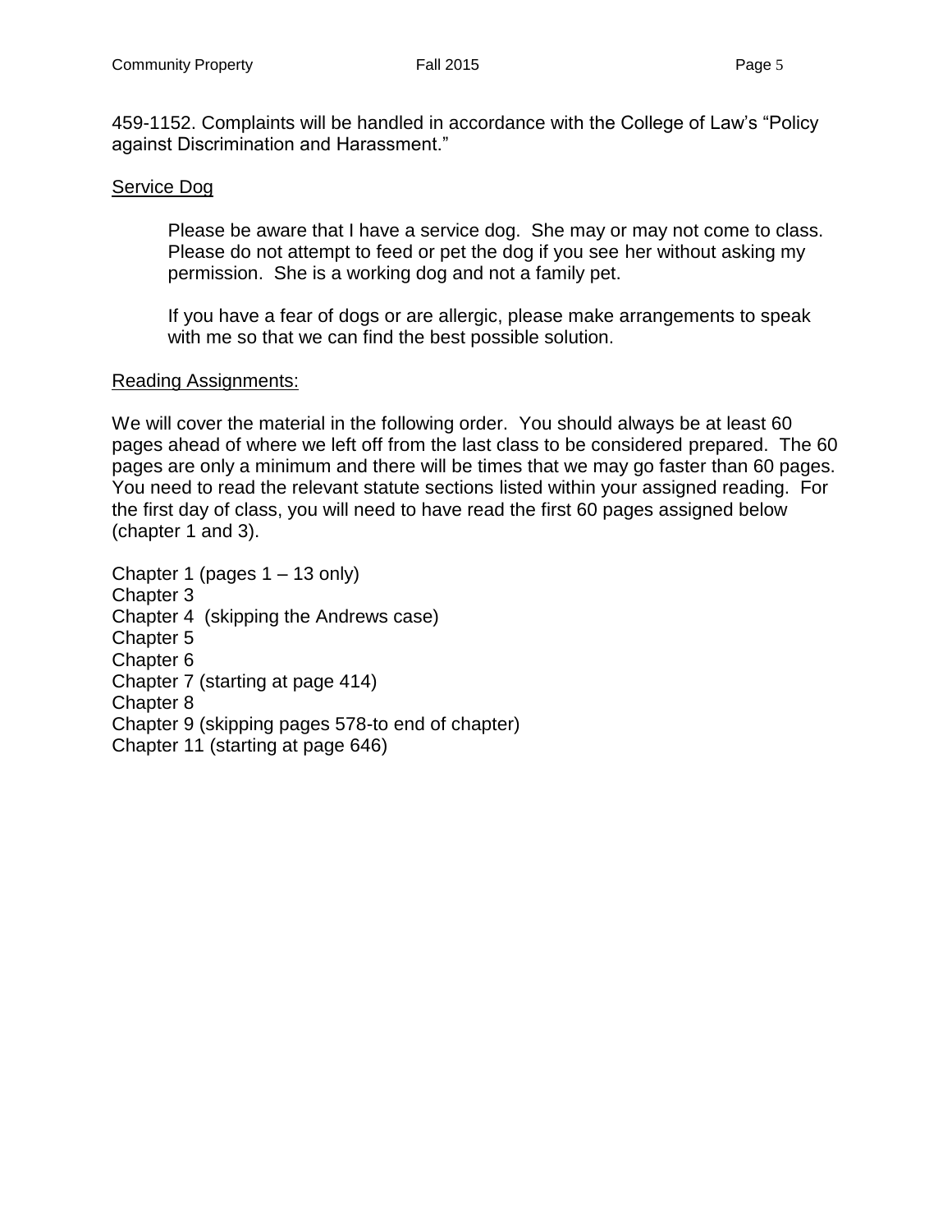459-1152. Complaints will be handled in accordance with the College of Law's "Policy against Discrimination and Harassment."

<u>Service Dog</u>

> Please be aware that I have a service dog. She may or may not come to class. Please do not attempt to feed or pet the dog if you see her without asking my permission. She is a working dog and not a family pet.
>
> If you have a fear of dogs or are allergic, please make arrangements to speak with me so that we can find the best possible solution.

<u>Reading Assignments:</u>

We will cover the material in the following order. You should always be at least 60 pages ahead of where we left off from the last class to be considered prepared. The 60 pages are only a minimum and there will be times that we may go faster than 60 pages. You need to read the relevant statute sections listed within your assigned reading. For the first day of class, you will need to have read the first 60 pages assigned below (chapter 1 and 3).

Chapter 1 (pages 1 – 13 only)
Chapter 3
Chapter 4 (skipping the Andrews case)
Chapter 5
Chapter 6
Chapter 7 (starting at page 414)
Chapter 8
Chapter 9 (skipping pages 578-to end of chapter)
Chapter 11 (starting at page 646)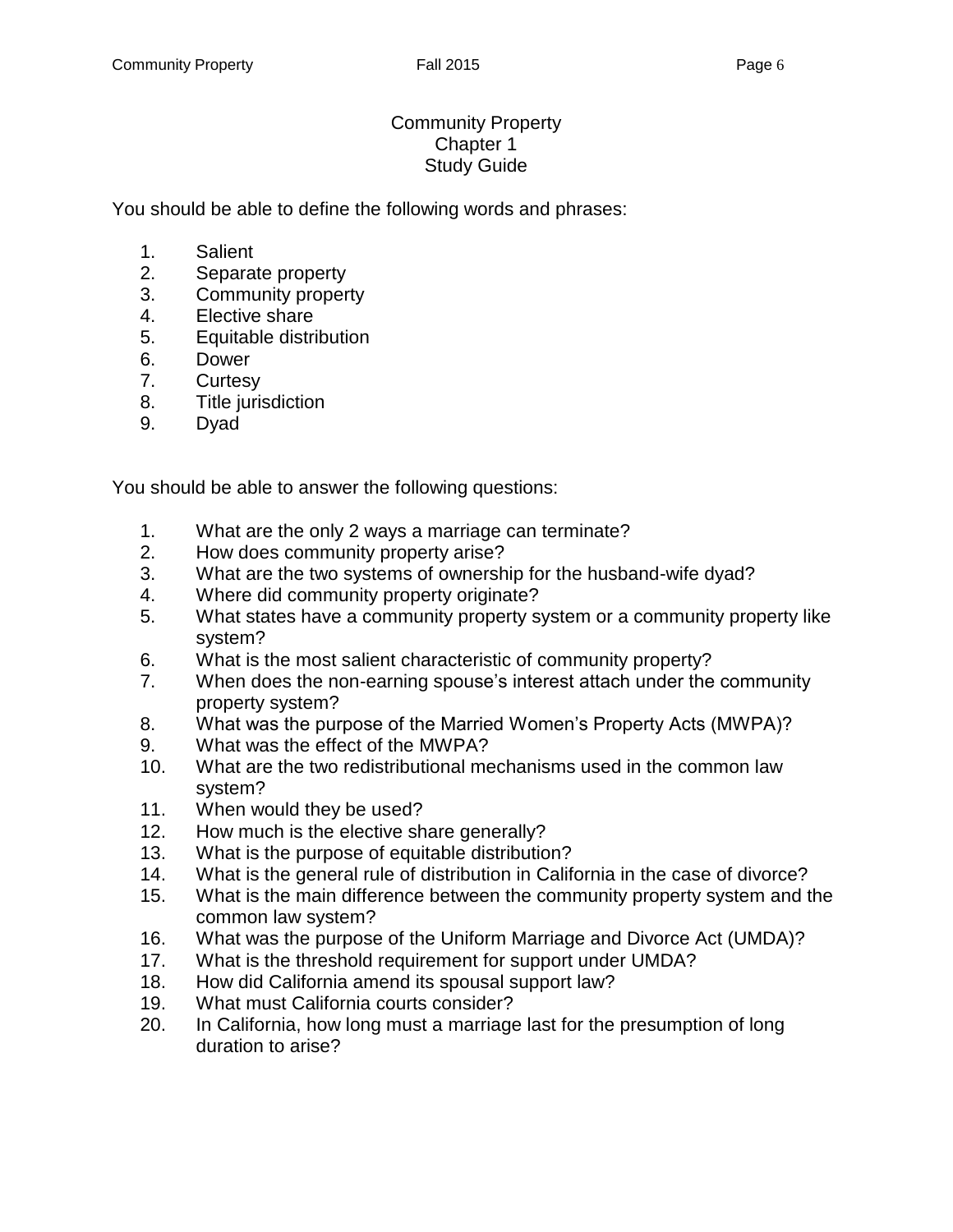# Community Property
## Chapter 1
## Study Guide

You should be able to define the following words and phrases:

1. Salient
2. Separate property
3. Community property
4. Elective share
5. Equitable distribution
6. Dower
7. Curtesy
8. Title jurisdiction
9. Dyad

You should be able to answer the following questions:

1. What are the only 2 ways a marriage can terminate?
2. How does community property arise?
3. What are the two systems of ownership for the husband-wife dyad?
4. Where did community property originate?
5. What states have a community property system or a community property like system?
6. What is the most salient characteristic of community property?
7. When does the non-earning spouse's interest attach under the community property system?
8. What was the purpose of the Married Women's Property Acts (MWPA)?
9. What was the effect of the MWPA?
10. What are the two redistributional mechanisms used in the common law system?
11. When would they be used?
12. How much is the elective share generally?
13. What is the purpose of equitable distribution?
14. What is the general rule of distribution in California in the case of divorce?
15. What is the main difference between the community property system and the common law system?
16. What was the purpose of the Uniform Marriage and Divorce Act (UMDA)?
17. What is the threshold requirement for support under UMDA?
18. How did California amend its spousal support law?
19. What must California courts consider?
20. In California, how long must a marriage last for the presumption of long duration to arise?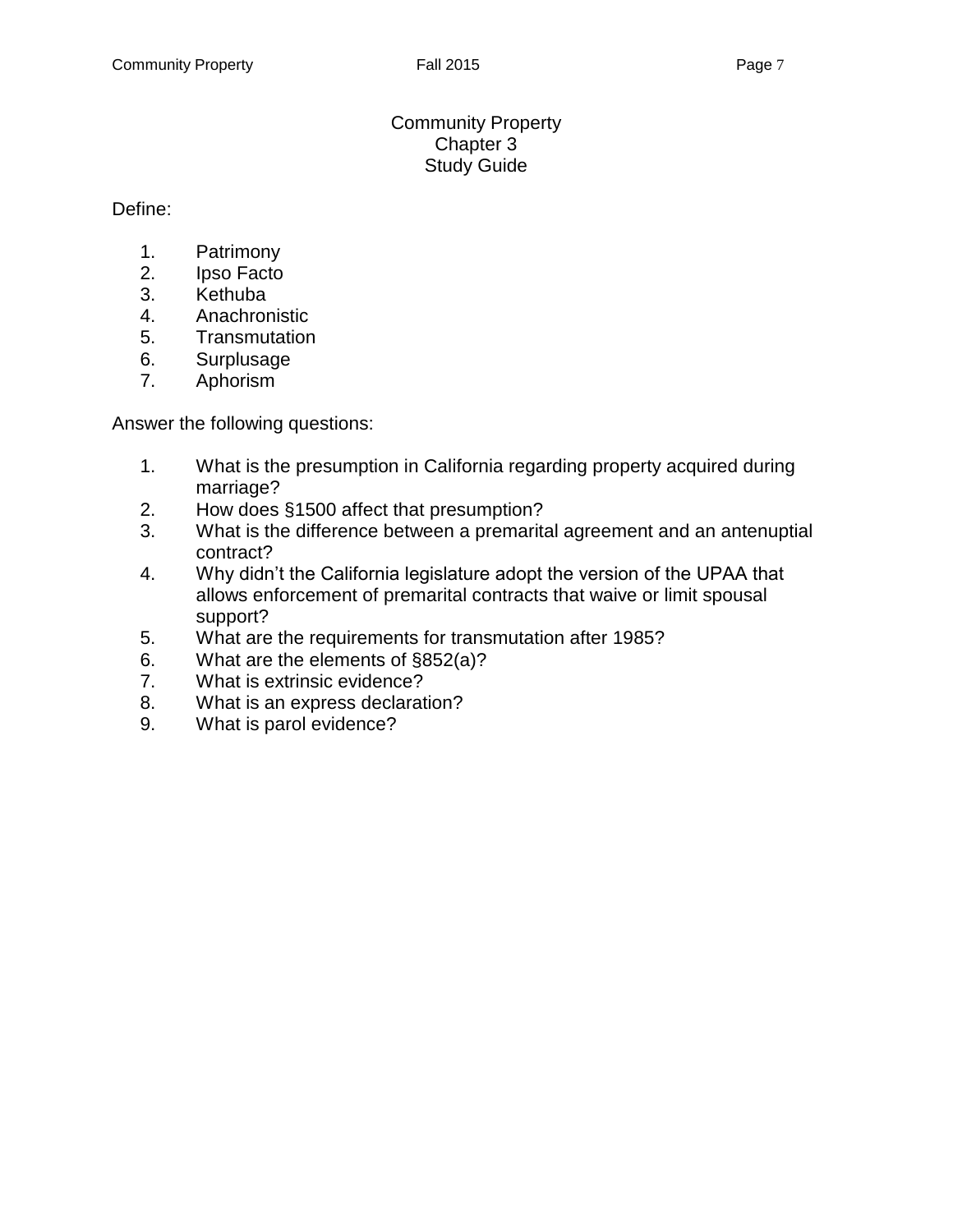# Community Property
## Chapter 3
## Study Guide

Define:

1. Patrimony
2. Ipso Facto
3. Kethuba
4. Anachronistic
5. Transmutation
6. Surplusage
7. Aphorism

Answer the following questions:

1. What is the presumption in California regarding property acquired during marriage?
2. How does §1500 affect that presumption?
3. What is the difference between a premarital agreement and an antenuptial contract?
4. Why didn't the California legislature adopt the version of the UPAA that allows enforcement of premarital contracts that waive or limit spousal support?
5. What are the requirements for transmutation after 1985?
6. What are the elements of §852(a)?
7. What is extrinsic evidence?
8. What is an express declaration?
9. What is parol evidence?